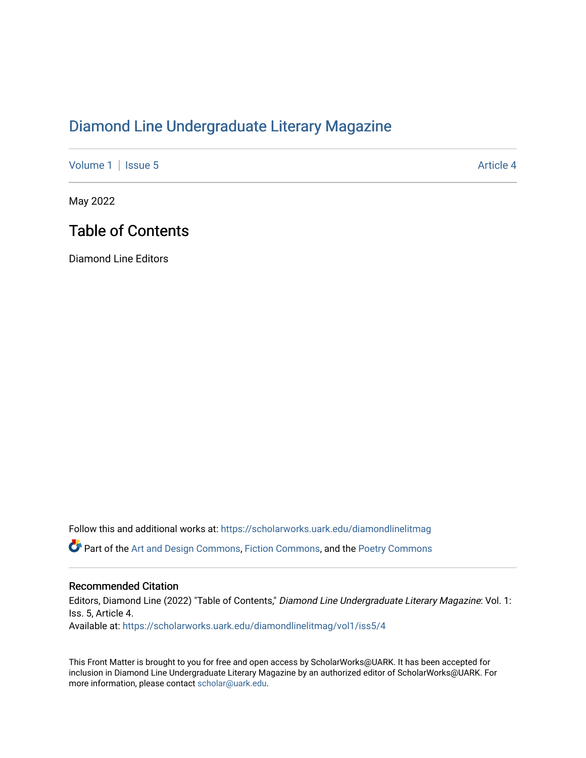# Diamond Line Undergraduate Literary Magazine

Volume 1 | Issue 5 | Article 4

May 2022

## Table of Contents

Diamond Line Editors

Follow this and additional works at: https://scholarworks.uark.edu/diamondlinelitmag

Part of the Art and Design Commons, Fiction Commons, and the Poetry Commons

### Recommended Citation

Editors, Diamond Line (2022) "Table of Contents," *Diamond Line Undergraduate Literary Magazine*: Vol. 1: Iss. 5, Article 4.
Available at: https://scholarworks.uark.edu/diamondlinelitmag/vol1/iss5/4

This Front Matter is brought to you for free and open access by ScholarWorks@UARK. It has been accepted for inclusion in Diamond Line Undergraduate Literary Magazine by an authorized editor of ScholarWorks@UARK. For more information, please contact scholar@uark.edu.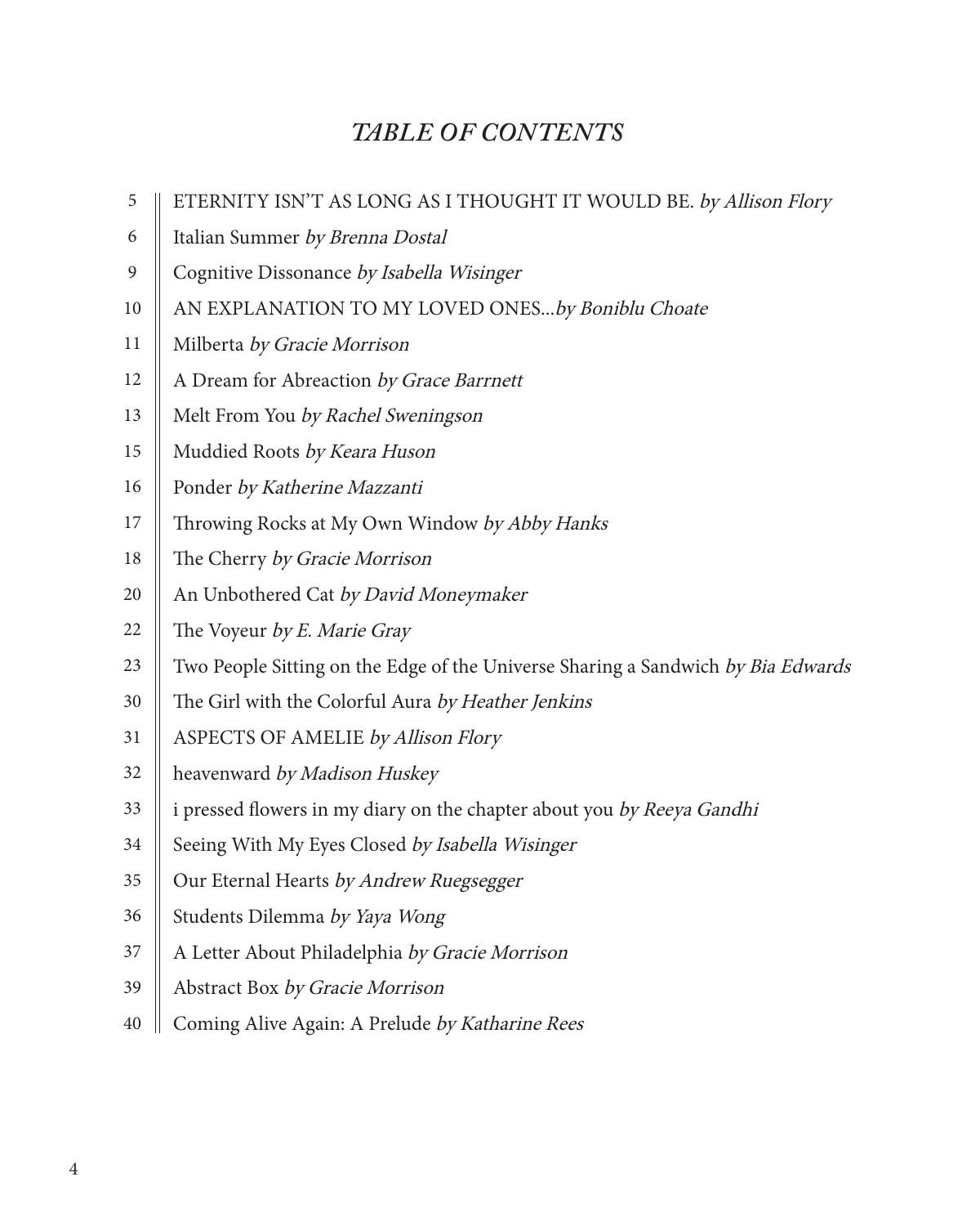# *TABLE OF CONTENTS*

| | |
|---|---|
| 5 | ETERNITY ISN'T AS LONG AS I THOUGHT IT WOULD BE. *by Allison Flory* |
| 6 | Italian Summer *by Brenna Dostal* |
| 9 | Cognitive Dissonance *by Isabella Wisinger* |
| 10 | AN EXPLANATION TO MY LOVED ONES...*by Boniblu Choate* |
| 11 | Milberta *by Gracie Morrison* |
| 12 | A Dream for Abreaction *by Grace Barrnett* |
| 13 | Melt From You *by Rachel Sweningson* |
| 15 | Muddied Roots *by Keara Huson* |
| 16 | Ponder *by Katherine Mazzanti* |
| 17 | Throwing Rocks at My Own Window *by Abby Hanks* |
| 18 | The Cherry *by Gracie Morrison* |
| 20 | An Unbothered Cat *by David Moneymaker* |
| 22 | The Voyeur *by E. Marie Gray* |
| 23 | Two People Sitting on the Edge of the Universe Sharing a Sandwich *by Bia Edwards* |
| 30 | The Girl with the Colorful Aura *by Heather Jenkins* |
| 31 | ASPECTS OF AMELIE *by Allison Flory* |
| 32 | heavenward *by Madison Huskey* |
| 33 | i pressed flowers in my diary on the chapter about you *by Reeya Gandhi* |
| 34 | Seeing With My Eyes Closed *by Isabella Wisinger* |
| 35 | Our Eternal Hearts *by Andrew Ruegsegger* |
| 36 | Students Dilemma *by Yaya Wong* |
| 37 | A Letter About Philadelphia *by Gracie Morrison* |
| 39 | Abstract Box *by Gracie Morrison* |
| 40 | Coming Alive Again: A Prelude *by Katharine Rees* |